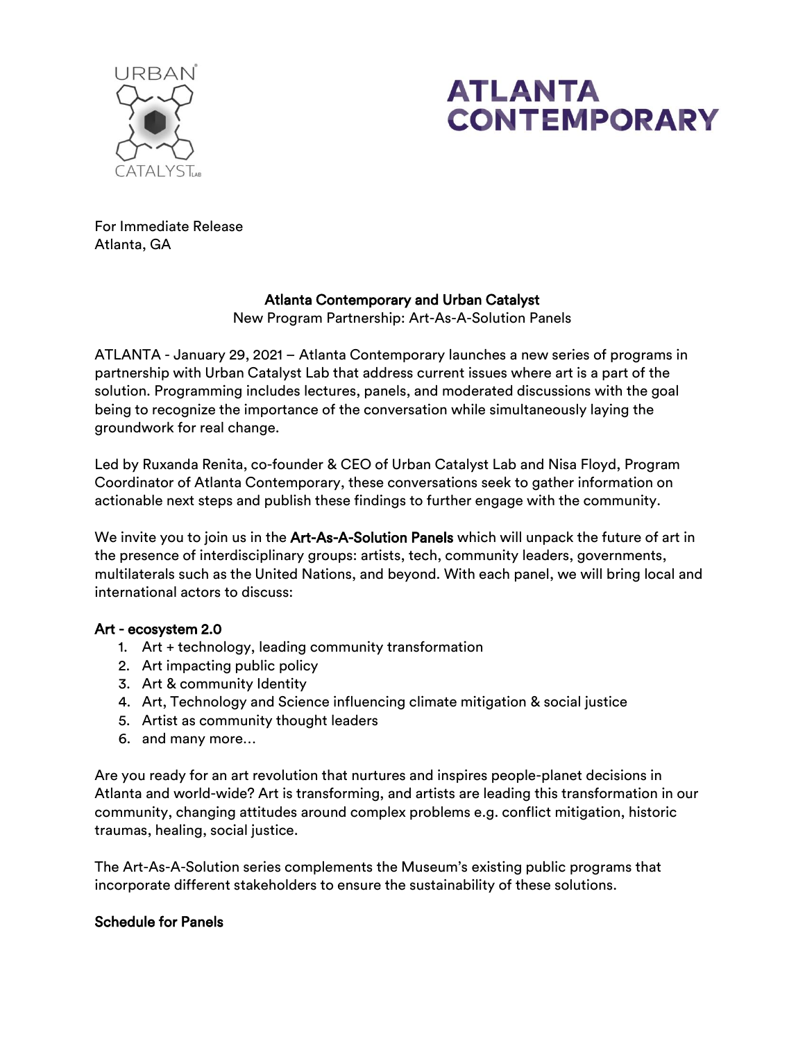URBAN CATALYST LAB

ATLANTA CONTEMPORARY

For Immediate Release
Atlanta, GA

**Atlanta Contemporary and Urban Catalyst**
New Program Partnership: Art-As-A-Solution Panels

ATLANTA - January 29, 2021 – Atlanta Contemporary launches a new series of programs in partnership with Urban Catalyst Lab that address current issues where art is a part of the solution. Programming includes lectures, panels, and moderated discussions with the goal being to recognize the importance of the conversation while simultaneously laying the groundwork for real change.

Led by Ruxanda Renita, co-founder & CEO of Urban Catalyst Lab and Nisa Floyd, Program Coordinator of Atlanta Contemporary, these conversations seek to gather information on actionable next steps and publish these findings to further engage with the community.

We invite you to join us in the **Art-As-A-Solution Panels** which will unpack the future of art in the presence of interdisciplinary groups: artists, tech, community leaders, governments, multilaterals such as the United Nations, and beyond. With each panel, we will bring local and international actors to discuss:

**Art - ecosystem 2.0**

1. Art + technology, leading community transformation
2. Art impacting public policy
3. Art & community Identity
4. Art, Technology and Science influencing climate mitigation & social justice
5. Artist as community thought leaders
6. and many more…

Are you ready for an art revolution that nurtures and inspires people-planet decisions in Atlanta and world-wide? Art is transforming, and artists are leading this transformation in our community, changing attitudes around complex problems e.g. conflict mitigation, historic traumas, healing, social justice.

The Art-As-A-Solution series complements the Museum's existing public programs that incorporate different stakeholders to ensure the sustainability of these solutions.

**Schedule for Panels**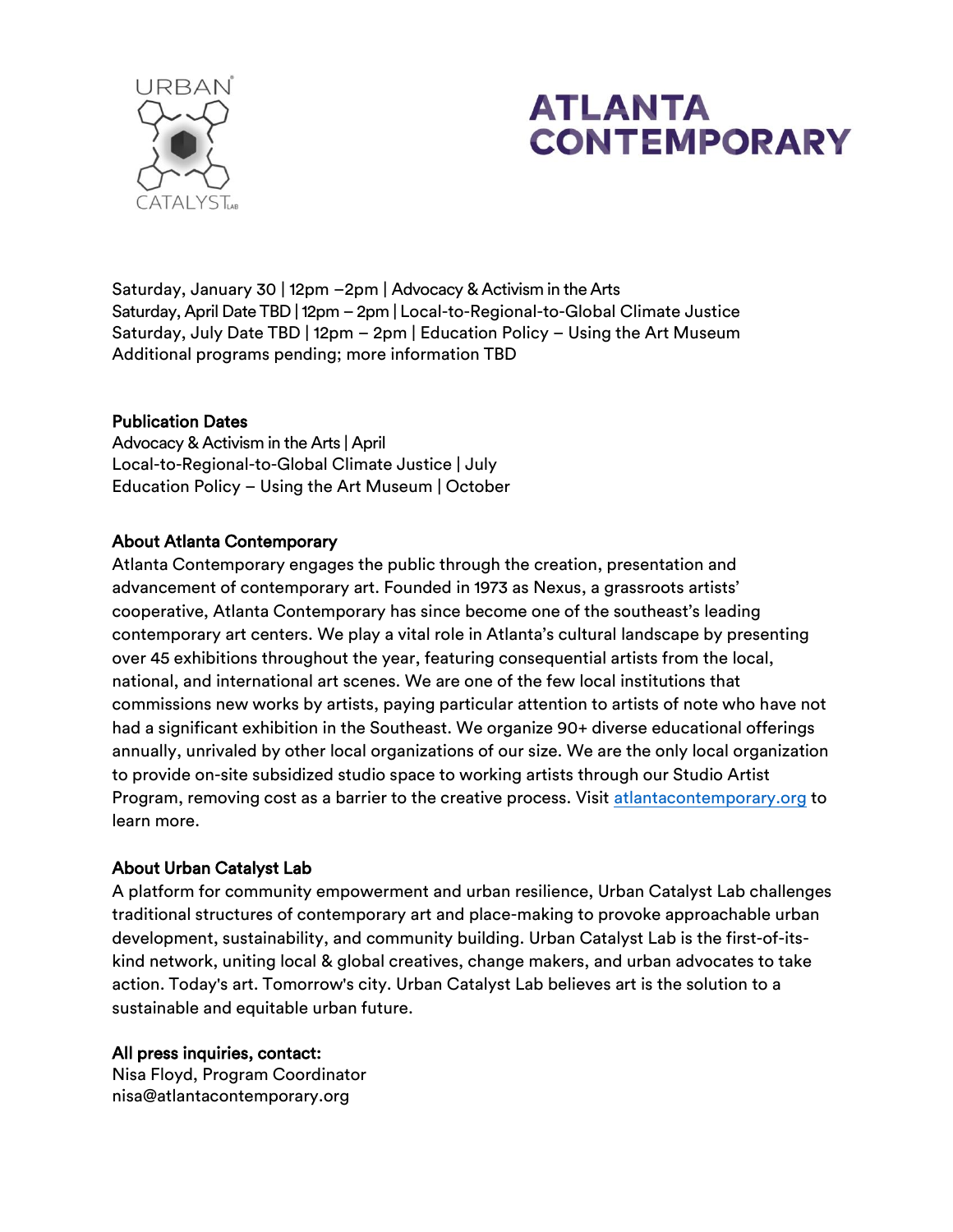URBAN CATALYST LAB

ATLANTA CONTEMPORARY

Saturday, January 30 | 12pm –2pm | Advocacy & Activism in the Arts
Saturday, April Date TBD | 12pm – 2pm | Local-to-Regional-to-Global Climate Justice
Saturday, July Date TBD | 12pm – 2pm | Education Policy – Using the Art Museum
Additional programs pending; more information TBD

**Publication Dates**
Advocacy & Activism in the Arts | April
Local-to-Regional-to-Global Climate Justice | July
Education Policy – Using the Art Museum | October

**About Atlanta Contemporary**
Atlanta Contemporary engages the public through the creation, presentation and advancement of contemporary art. Founded in 1973 as Nexus, a grassroots artists' cooperative, Atlanta Contemporary has since become one of the southeast's leading contemporary art centers. We play a vital role in Atlanta's cultural landscape by presenting over 45 exhibitions throughout the year, featuring consequential artists from the local, national, and international art scenes. We are one of the few local institutions that commissions new works by artists, paying particular attention to artists of note who have not had a significant exhibition in the Southeast. We organize 90+ diverse educational offerings annually, unrivaled by other local organizations of our size. We are the only local organization to provide on-site subsidized studio space to working artists through our Studio Artist Program, removing cost as a barrier to the creative process. Visit [atlantacontemporary.org](https://atlantacontemporary.org) to learn more.

**About Urban Catalyst Lab**
A platform for community empowerment and urban resilience, Urban Catalyst Lab challenges traditional structures of contemporary art and place-making to provoke approachable urban development, sustainability, and community building. Urban Catalyst Lab is the first-of-its-kind network, uniting local & global creatives, change makers, and urban advocates to take action. Today's art. Tomorrow's city. Urban Catalyst Lab believes art is the solution to a sustainable and equitable urban future.

**All press inquiries, contact:**
Nisa Floyd, Program Coordinator
nisa@atlantacontemporary.org